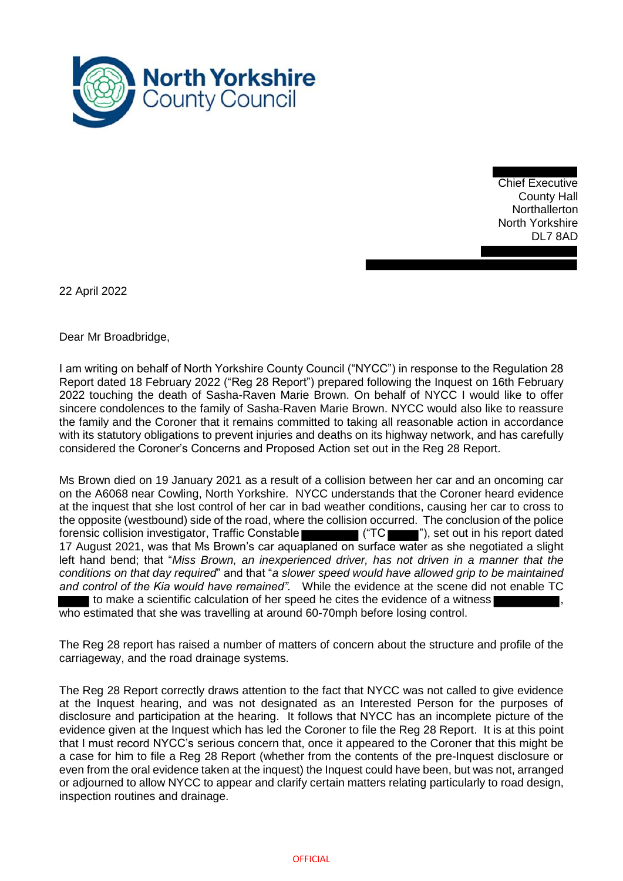North Yorkshire County Council

Chief Executive
County Hall
Northallerton
North Yorkshire
DL7 8AD

22 April 2022

Dear Mr Broadbridge,

I am writing on behalf of North Yorkshire County Council ("NYCC") in response to the Regulation 28 Report dated 18 February 2022 ("Reg 28 Report") prepared following the Inquest on 16th February 2022 touching the death of Sasha-Raven Marie Brown. On behalf of NYCC I would like to offer sincere condolences to the family of Sasha-Raven Marie Brown. NYCC would also like to reassure the family and the Coroner that it remains committed to taking all reasonable action in accordance with its statutory obligations to prevent injuries and deaths on its highway network, and has carefully considered the Coroner's Concerns and Proposed Action set out in the Reg 28 Report.

Ms Brown died on 19 January 2021 as a result of a collision between her car and an oncoming car on the A6068 near Cowling, North Yorkshire. NYCC understands that the Coroner heard evidence at the inquest that she lost control of her car in bad weather conditions, causing her car to cross to the opposite (westbound) side of the road, where the collision occurred. The conclusion of the police forensic collision investigator, Traffic Constable [REDACTED] ("TC [REDACTED]"), set out in his report dated 17 August 2021, was that Ms Brown's car aquaplaned on surface water as she negotiated a slight left hand bend; that "*Miss Brown, an inexperienced driver, has not driven in a manner that the conditions on that day required*" and that "*a slower speed would have allowed grip to be maintained and control of the Kia would have remained*". While the evidence at the scene did not enable TC [REDACTED] to make a scientific calculation of her speed he cites the evidence of a witness [REDACTED], who estimated that she was travelling at around 60-70mph before losing control.

The Reg 28 report has raised a number of matters of concern about the structure and profile of the carriageway, and the road drainage systems.

The Reg 28 Report correctly draws attention to the fact that NYCC was not called to give evidence at the Inquest hearing, and was not designated as an Interested Person for the purposes of disclosure and participation at the hearing. It follows that NYCC has an incomplete picture of the evidence given at the Inquest which has led the Coroner to file the Reg 28 Report. It is at this point that I must record NYCC's serious concern that, once it appeared to the Coroner that this might be a case for him to file a Reg 28 Report (whether from the contents of the pre-Inquest disclosure or even from the oral evidence taken at the inquest) the Inquest could have been, but was not, arranged or adjourned to allow NYCC to appear and clarify certain matters relating particularly to road design, inspection routines and drainage.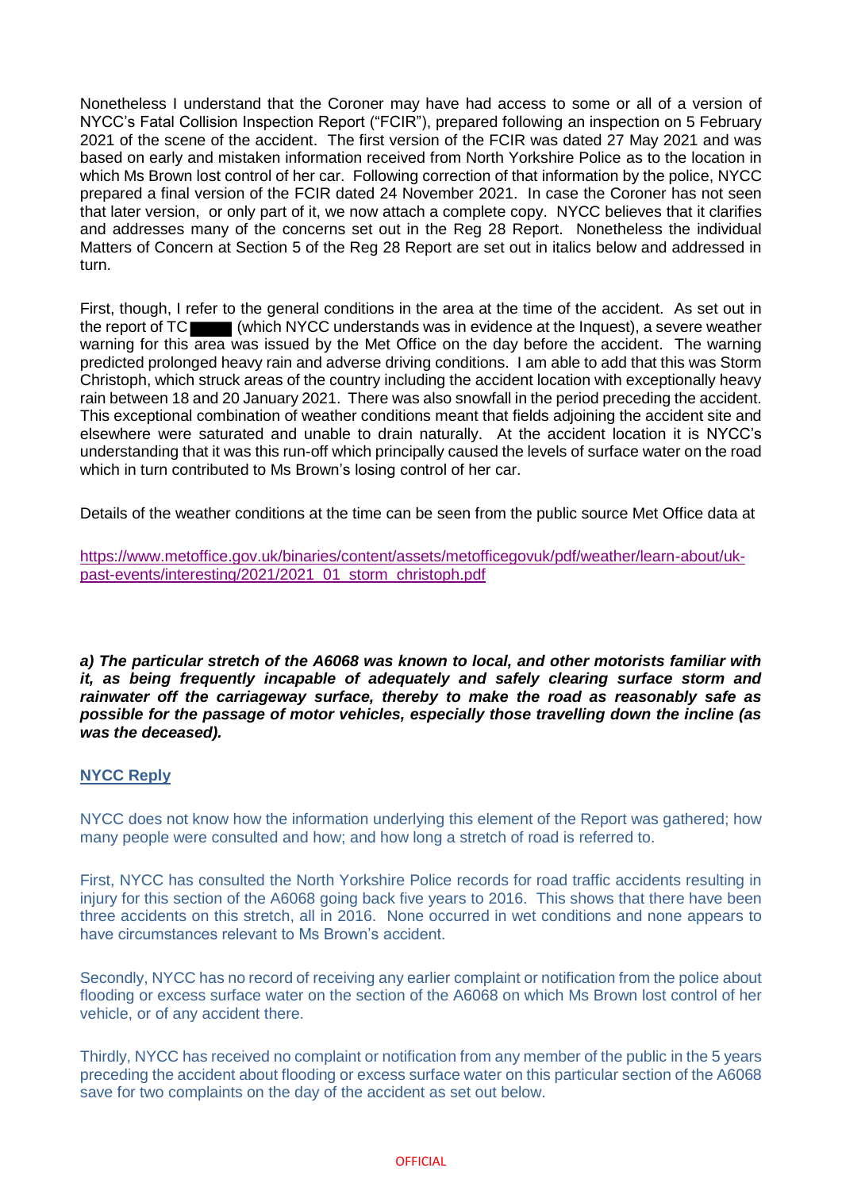Nonetheless I understand that the Coroner may have had access to some or all of a version of NYCC's Fatal Collision Inspection Report ("FCIR"), prepared following an inspection on 5 February 2021 of the scene of the accident. The first version of the FCIR was dated 27 May 2021 and was based on early and mistaken information received from North Yorkshire Police as to the location in which Ms Brown lost control of her car. Following correction of that information by the police, NYCC prepared a final version of the FCIR dated 24 November 2021. In case the Coroner has not seen that later version, or only part of it, we now attach a complete copy. NYCC believes that it clarifies and addresses many of the concerns set out in the Reg 28 Report. Nonetheless the individual Matters of Concern at Section 5 of the Reg 28 Report are set out in italics below and addressed in turn.

First, though, I refer to the general conditions in the area at the time of the accident. As set out in the report of TC ██ (which NYCC understands was in evidence at the Inquest), a severe weather warning for this area was issued by the Met Office on the day before the accident. The warning predicted prolonged heavy rain and adverse driving conditions. I am able to add that this was Storm Christoph, which struck areas of the country including the accident location with exceptionally heavy rain between 18 and 20 January 2021. There was also snowfall in the period preceding the accident. This exceptional combination of weather conditions meant that fields adjoining the accident site and elsewhere were saturated and unable to drain naturally. At the accident location it is NYCC's understanding that it was this run-off which principally caused the levels of surface water on the road which in turn contributed to Ms Brown's losing control of her car.

Details of the weather conditions at the time can be seen from the public source Met Office data at

https://www.metoffice.gov.uk/binaries/content/assets/metofficegovuk/pdf/weather/learn-about/uk-past-events/interesting/2021/2021_01_storm_christoph.pdf

***a) The particular stretch of the A6068 was known to local, and other motorists familiar with it, as being frequently incapable of adequately and safely clearing surface storm and rainwater off the carriageway surface, thereby to make the road as reasonably safe as possible for the passage of motor vehicles, especially those travelling down the incline (as was the deceased).***

**NYCC Reply**

NYCC does not know how the information underlying this element of the Report was gathered; how many people were consulted and how; and how long a stretch of road is referred to.

First, NYCC has consulted the North Yorkshire Police records for road traffic accidents resulting in injury for this section of the A6068 going back five years to 2016. This shows that there have been three accidents on this stretch, all in 2016. None occurred in wet conditions and none appears to have circumstances relevant to Ms Brown's accident.

Secondly, NYCC has no record of receiving any earlier complaint or notification from the police about flooding or excess surface water on the section of the A6068 on which Ms Brown lost control of her vehicle, or of any accident there.

Thirdly, NYCC has received no complaint or notification from any member of the public in the 5 years preceding the accident about flooding or excess surface water on this particular section of the A6068 save for two complaints on the day of the accident as set out below.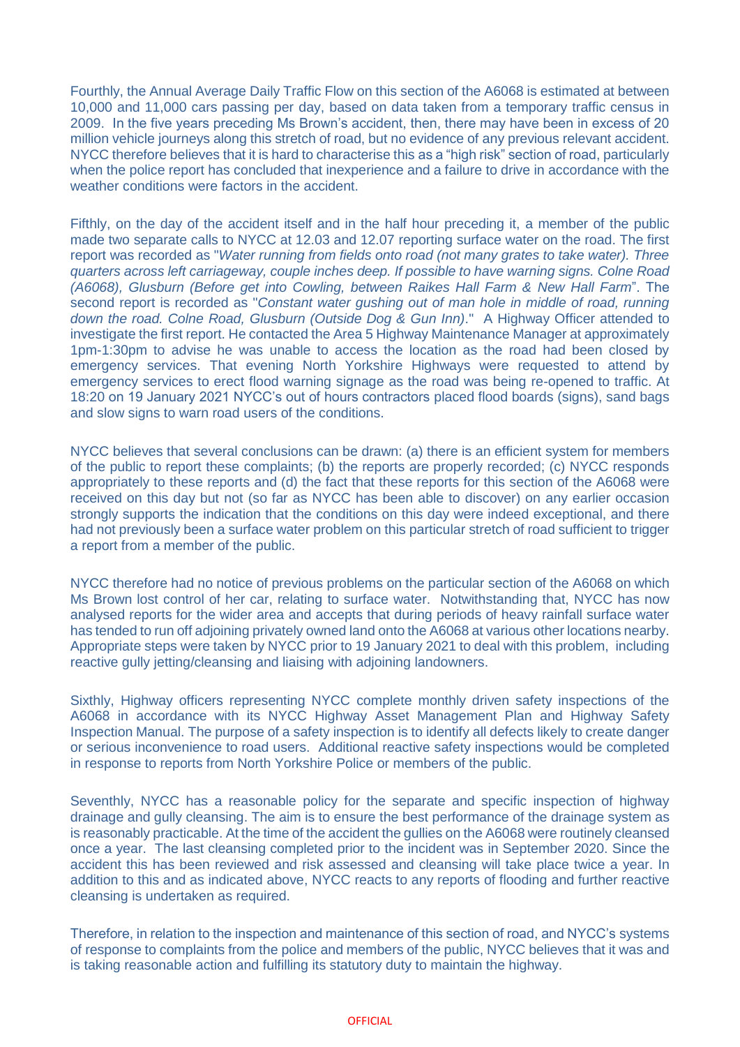Fourthly, the Annual Average Daily Traffic Flow on this section of the A6068 is estimated at between 10,000 and 11,000 cars passing per day, based on data taken from a temporary traffic census in 2009. In the five years preceding Ms Brown's accident, then, there may have been in excess of 20 million vehicle journeys along this stretch of road, but no evidence of any previous relevant accident. NYCC therefore believes that it is hard to characterise this as a "high risk" section of road, particularly when the police report has concluded that inexperience and a failure to drive in accordance with the weather conditions were factors in the accident.

Fifthly, on the day of the accident itself and in the half hour preceding it, a member of the public made two separate calls to NYCC at 12.03 and 12.07 reporting surface water on the road. The first report was recorded as "*Water running from fields onto road (not many grates to take water). Three quarters across left carriageway, couple inches deep. If possible to have warning signs. Colne Road (A6068), Glusburn (Before get into Cowling, between Raikes Hall Farm & New Hall Farm*". The second report is recorded as "*Constant water gushing out of man hole in middle of road, running down the road. Colne Road, Glusburn (Outside Dog & Gun Inn)*." A Highway Officer attended to investigate the first report. He contacted the Area 5 Highway Maintenance Manager at approximately 1pm-1:30pm to advise he was unable to access the location as the road had been closed by emergency services. That evening North Yorkshire Highways were requested to attend by emergency services to erect flood warning signage as the road was being re-opened to traffic. At 18:20 on 19 January 2021 NYCC's out of hours contractors placed flood boards (signs), sand bags and slow signs to warn road users of the conditions.

NYCC believes that several conclusions can be drawn: (a) there is an efficient system for members of the public to report these complaints; (b) the reports are properly recorded; (c) NYCC responds appropriately to these reports and (d) the fact that these reports for this section of the A6068 were received on this day but not (so far as NYCC has been able to discover) on any earlier occasion strongly supports the indication that the conditions on this day were indeed exceptional, and there had not previously been a surface water problem on this particular stretch of road sufficient to trigger a report from a member of the public.

NYCC therefore had no notice of previous problems on the particular section of the A6068 on which Ms Brown lost control of her car, relating to surface water. Notwithstanding that, NYCC has now analysed reports for the wider area and accepts that during periods of heavy rainfall surface water has tended to run off adjoining privately owned land onto the A6068 at various other locations nearby. Appropriate steps were taken by NYCC prior to 19 January 2021 to deal with this problem, including reactive gully jetting/cleansing and liaising with adjoining landowners.

Sixthly, Highway officers representing NYCC complete monthly driven safety inspections of the A6068 in accordance with its NYCC Highway Asset Management Plan and Highway Safety Inspection Manual. The purpose of a safety inspection is to identify all defects likely to create danger or serious inconvenience to road users. Additional reactive safety inspections would be completed in response to reports from North Yorkshire Police or members of the public.

Seventhly, NYCC has a reasonable policy for the separate and specific inspection of highway drainage and gully cleansing. The aim is to ensure the best performance of the drainage system as is reasonably practicable. At the time of the accident the gullies on the A6068 were routinely cleansed once a year. The last cleansing completed prior to the incident was in September 2020. Since the accident this has been reviewed and risk assessed and cleansing will take place twice a year. In addition to this and as indicated above, NYCC reacts to any reports of flooding and further reactive cleansing is undertaken as required.

Therefore, in relation to the inspection and maintenance of this section of road, and NYCC's systems of response to complaints from the police and members of the public, NYCC believes that it was and is taking reasonable action and fulfilling its statutory duty to maintain the highway.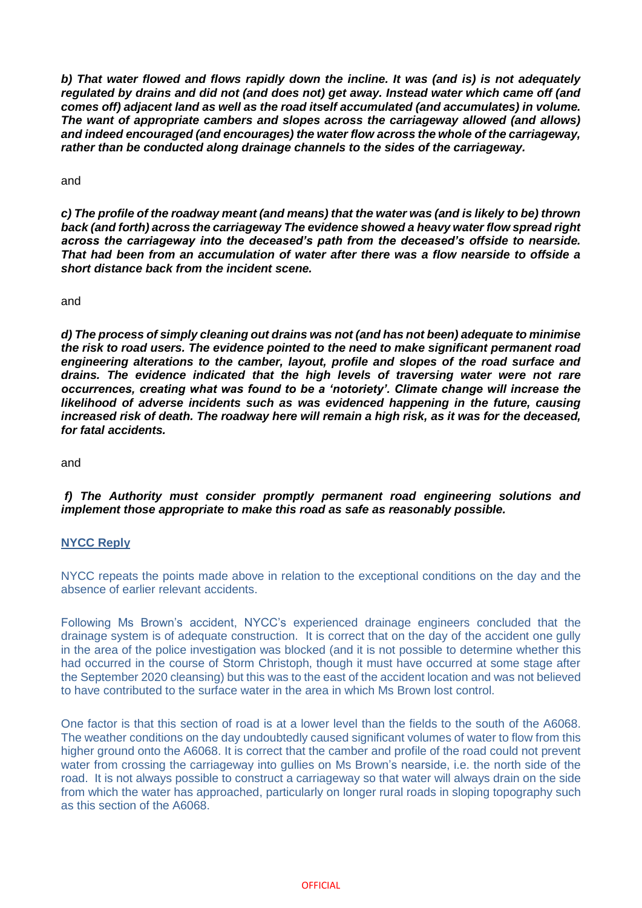***b) That water flowed and flows rapidly down the incline. It was (and is) is not adequately regulated by drains and did not (and does not) get away. Instead water which came off (and comes off) adjacent land as well as the road itself accumulated (and accumulates) in volume. The want of appropriate cambers and slopes across the carriageway allowed (and allows) and indeed encouraged (and encourages) the water flow across the whole of the carriageway, rather than be conducted along drainage channels to the sides of the carriageway.***

and

***c) The profile of the roadway meant (and means) that the water was (and is likely to be) thrown back (and forth) across the carriageway The evidence showed a heavy water flow spread right across the carriageway into the deceased's path from the deceased's offside to nearside. That had been from an accumulation of water after there was a flow nearside to offside a short distance back from the incident scene.***

and

***d) The process of simply cleaning out drains was not (and has not been) adequate to minimise the risk to road users. The evidence pointed to the need to make significant permanent road engineering alterations to the camber, layout, profile and slopes of the road surface and drains. The evidence indicated that the high levels of traversing water were not rare occurrences, creating what was found to be a 'notoriety'. Climate change will increase the likelihood of adverse incidents such as was evidenced happening in the future, causing increased risk of death. The roadway here will remain a high risk, as it was for the deceased, for fatal accidents.***

and

***f) The Authority must consider promptly permanent road engineering solutions and implement those appropriate to make this road as safe as reasonably possible.***

**NYCC Reply**

NYCC repeats the points made above in relation to the exceptional conditions on the day and the absence of earlier relevant accidents.

Following Ms Brown's accident, NYCC's experienced drainage engineers concluded that the drainage system is of adequate construction. It is correct that on the day of the accident one gully in the area of the police investigation was blocked (and it is not possible to determine whether this had occurred in the course of Storm Christoph, though it must have occurred at some stage after the September 2020 cleansing) but this was to the east of the accident location and was not believed to have contributed to the surface water in the area in which Ms Brown lost control.

One factor is that this section of road is at a lower level than the fields to the south of the A6068. The weather conditions on the day undoubtedly caused significant volumes of water to flow from this higher ground onto the A6068. It is correct that the camber and profile of the road could not prevent water from crossing the carriageway into gullies on Ms Brown's nearside, i.e. the north side of the road. It is not always possible to construct a carriageway so that water will always drain on the side from which the water has approached, particularly on longer rural roads in sloping topography such as this section of the A6068.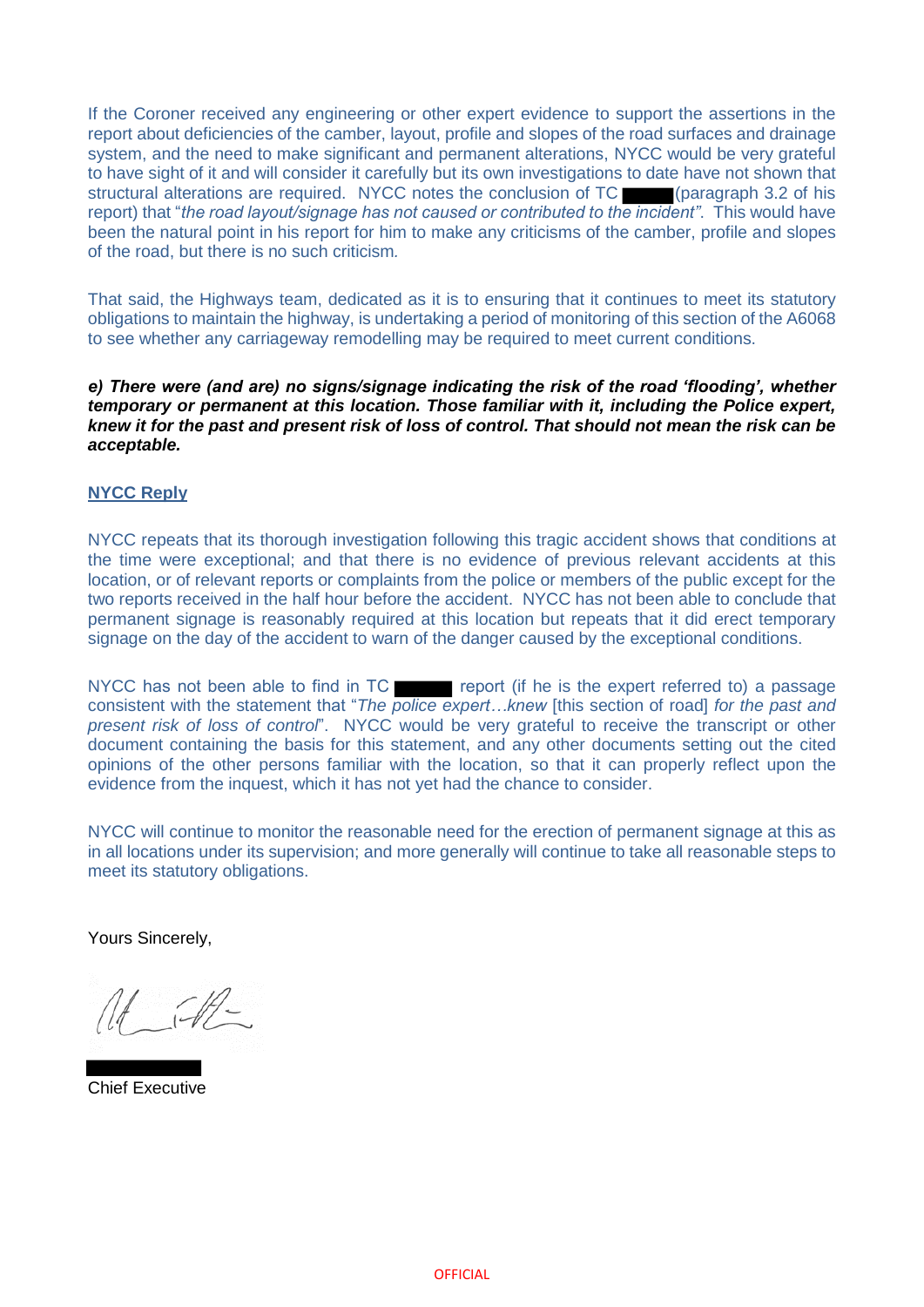If the Coroner received any engineering or other expert evidence to support the assertions in the report about deficiencies of the camber, layout, profile and slopes of the road surfaces and drainage system, and the need to make significant and permanent alterations, NYCC would be very grateful to have sight of it and will consider it carefully but its own investigations to date have not shown that structural alterations are required. NYCC notes the conclusion of TC ████ (paragraph 3.2 of his report) that "*the road layout/signage has not caused or contributed to the incident"*. This would have been the natural point in his report for him to make any criticisms of the camber, profile and slopes of the road, but there is no such criticism.

That said, the Highways team, dedicated as it is to ensuring that it continues to meet its statutory obligations to maintain the highway, is undertaking a period of monitoring of this section of the A6068 to see whether any carriageway remodelling may be required to meet current conditions.

***e) There were (and are) no signs/signage indicating the risk of the road 'flooding', whether temporary or permanent at this location. Those familiar with it, including the Police expert, knew it for the past and present risk of loss of control. That should not mean the risk can be acceptable.***

**NYCC Reply**

NYCC repeats that its thorough investigation following this tragic accident shows that conditions at the time were exceptional; and that there is no evidence of previous relevant accidents at this location, or of relevant reports or complaints from the police or members of the public except for the two reports received in the half hour before the accident. NYCC has not been able to conclude that permanent signage is reasonably required at this location but repeats that it did erect temporary signage on the day of the accident to warn of the danger caused by the exceptional conditions.

NYCC has not been able to find in TC ████ report (if he is the expert referred to) a passage consistent with the statement that "*The police expert…knew* [this section of road] *for the past and present risk of loss of control*". NYCC would be very grateful to receive the transcript or other document containing the basis for this statement, and any other documents setting out the cited opinions of the other persons familiar with the location, so that it can properly reflect upon the evidence from the inquest, which it has not yet had the chance to consider.

NYCC will continue to monitor the reasonable need for the erection of permanent signage at this as in all locations under its supervision; and more generally will continue to take all reasonable steps to meet its statutory obligations.

Yours Sincerely,

████

Chief Executive

OFFICIAL